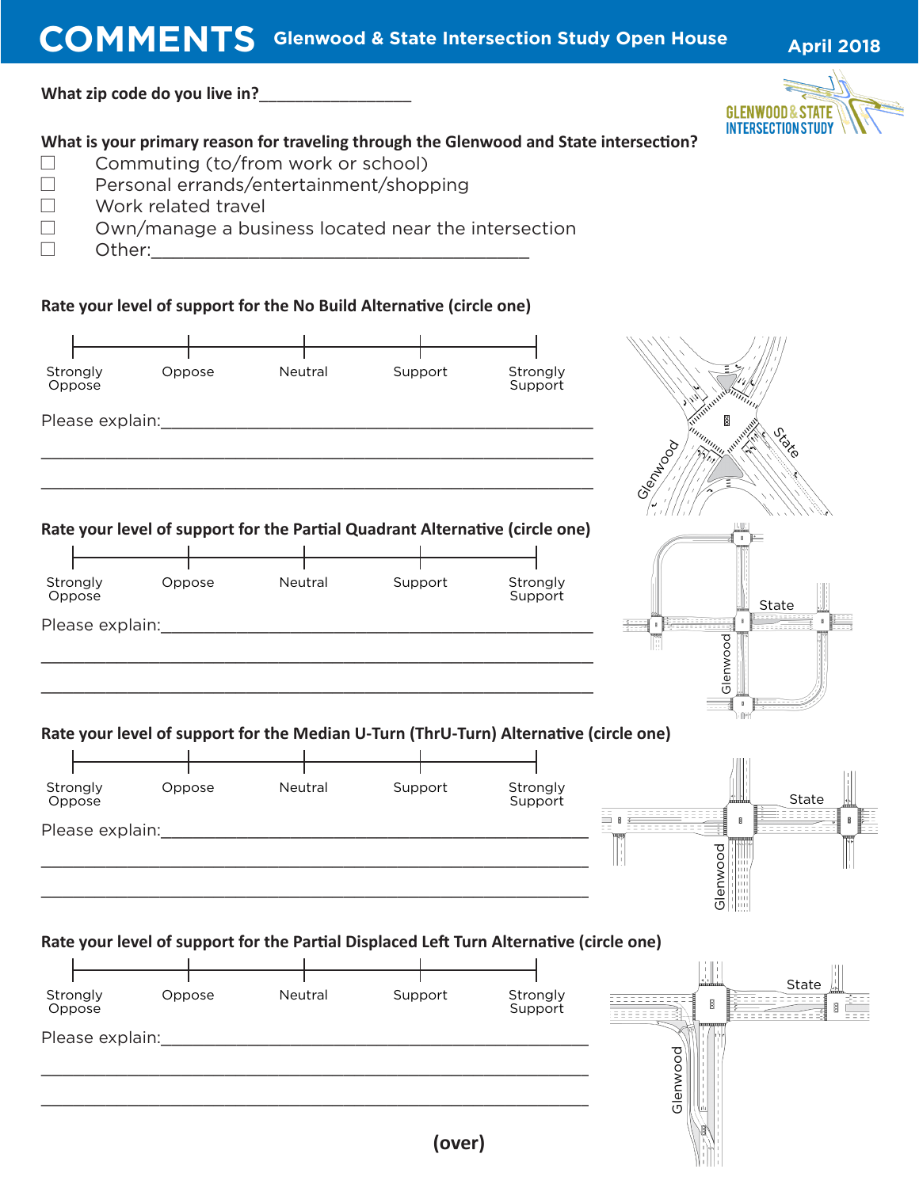# COMMENTS Glenwood & State Intersection Study Open House

April 2018

**What zip code do you live in?**_________________

**What is your primary reason for traveling through the Glenwood and State intersection?**

- ☐ Commuting (to/from work or school)
- ☐ Personal errands/entertainment/shopping
- ☐ Work related travel
- ☐ Own/manage a business located near the intersection
- ☐ Other:________________________________________

**Rate your level of support for the No Build Alternative (circle one)**

| Strongly Oppose | Oppose | Neutral | Support | Strongly Support |
|---|---|---|---|---|

Please explain:_______________________________________________

_______________________________________________

_______________________________________________

**Rate your level of support for the Partial Quadrant Alternative (circle one)**

| Strongly Oppose | Oppose | Neutral | Support | Strongly Support |
|---|---|---|---|---|

Please explain:_______________________________________________

_______________________________________________

_______________________________________________

**Rate your level of support for the Median U-Turn (ThrU-Turn) Alternative (circle one)**

| Strongly Oppose | Oppose | Neutral | Support | Strongly Support |
|---|---|---|---|---|

Please explain:_______________________________________________

_______________________________________________

_______________________________________________

**Rate your level of support for the Partial Displaced Left Turn Alternative (circle one)**

| Strongly Oppose | Oppose | Neutral | Support | Strongly Support |
|---|---|---|---|---|

Please explain:_______________________________________________

_______________________________________________

_______________________________________________

**(over)**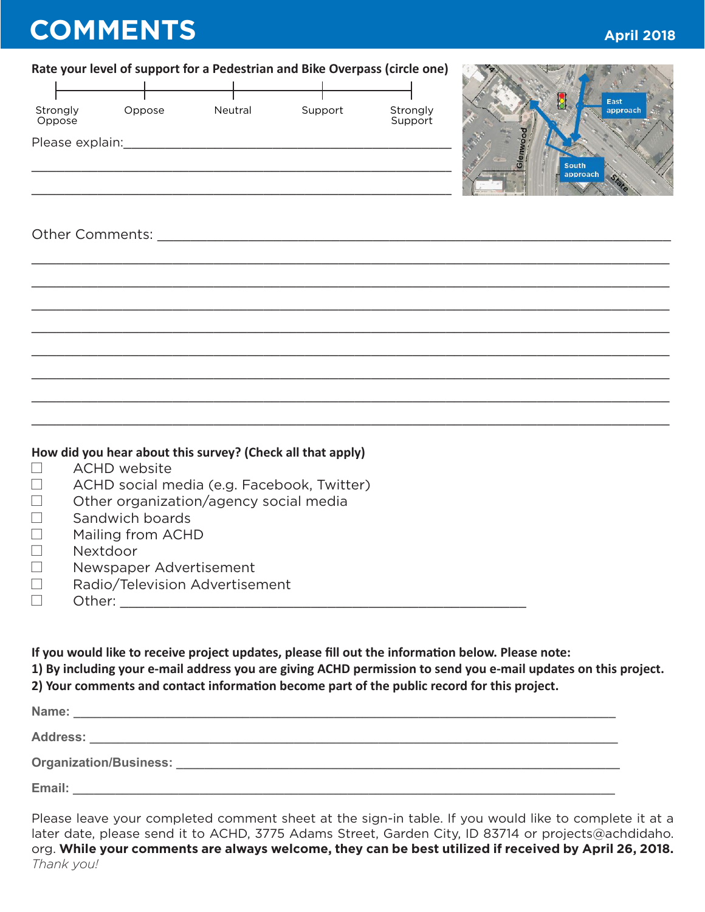# COMMENTS

April 2018

**Rate your level of support for a Pedestrian and Bike Overpass (circle one)**

Strongly Oppose — Oppose — Neutral — Support — Strongly Support

Please explain:\_\_\_\_\_\_\_\_\_\_\_\_\_\_\_\_\_\_\_\_\_\_\_\_\_\_\_\_\_\_\_\_\_\_\_\_\_\_\_\_\_\_\_\_\_\_

\_\_\_\_\_\_\_\_\_\_\_\_\_\_\_\_\_\_\_\_\_\_\_\_\_\_\_\_\_\_\_\_\_\_\_\_\_\_\_\_\_\_\_\_\_\_\_\_\_\_\_\_\_\_\_\_

\_\_\_\_\_\_\_\_\_\_\_\_\_\_\_\_\_\_\_\_\_\_\_\_\_\_\_\_\_\_\_\_\_\_\_\_\_\_\_\_\_\_\_\_\_\_\_\_\_\_\_\_\_\_\_\_

44

East approach

Glenwood

South approach

State

Other Comments: \_\_\_\_\_\_\_\_\_\_\_\_\_\_\_\_\_\_\_\_\_\_\_\_\_\_\_\_\_\_\_\_\_\_\_\_\_\_\_\_\_\_\_\_\_\_\_\_\_\_\_\_\_\_\_\_\_\_\_\_\_\_

\_\_\_\_\_\_\_\_\_\_\_\_\_\_\_\_\_\_\_\_\_\_\_\_\_\_\_\_\_\_\_\_\_\_\_\_\_\_\_\_\_\_\_\_\_\_\_\_\_\_\_\_\_\_\_\_\_\_\_\_\_\_\_\_\_\_\_\_\_\_\_\_\_\_\_\_\_\_\_\_

\_\_\_\_\_\_\_\_\_\_\_\_\_\_\_\_\_\_\_\_\_\_\_\_\_\_\_\_\_\_\_\_\_\_\_\_\_\_\_\_\_\_\_\_\_\_\_\_\_\_\_\_\_\_\_\_\_\_\_\_\_\_\_\_\_\_\_\_\_\_\_\_\_\_\_\_\_\_\_\_

\_\_\_\_\_\_\_\_\_\_\_\_\_\_\_\_\_\_\_\_\_\_\_\_\_\_\_\_\_\_\_\_\_\_\_\_\_\_\_\_\_\_\_\_\_\_\_\_\_\_\_\_\_\_\_\_\_\_\_\_\_\_\_\_\_\_\_\_\_\_\_\_\_\_\_\_\_\_\_\_

\_\_\_\_\_\_\_\_\_\_\_\_\_\_\_\_\_\_\_\_\_\_\_\_\_\_\_\_\_\_\_\_\_\_\_\_\_\_\_\_\_\_\_\_\_\_\_\_\_\_\_\_\_\_\_\_\_\_\_\_\_\_\_\_\_\_\_\_\_\_\_\_\_\_\_\_\_\_\_\_

\_\_\_\_\_\_\_\_\_\_\_\_\_\_\_\_\_\_\_\_\_\_\_\_\_\_\_\_\_\_\_\_\_\_\_\_\_\_\_\_\_\_\_\_\_\_\_\_\_\_\_\_\_\_\_\_\_\_\_\_\_\_\_\_\_\_\_\_\_\_\_\_\_\_\_\_\_\_\_\_

\_\_\_\_\_\_\_\_\_\_\_\_\_\_\_\_\_\_\_\_\_\_\_\_\_\_\_\_\_\_\_\_\_\_\_\_\_\_\_\_\_\_\_\_\_\_\_\_\_\_\_\_\_\_\_\_\_\_\_\_\_\_\_\_\_\_\_\_\_\_\_\_\_\_\_\_\_\_\_\_

\_\_\_\_\_\_\_\_\_\_\_\_\_\_\_\_\_\_\_\_\_\_\_\_\_\_\_\_\_\_\_\_\_\_\_\_\_\_\_\_\_\_\_\_\_\_\_\_\_\_\_\_\_\_\_\_\_\_\_\_\_\_\_\_\_\_\_\_\_\_\_\_\_\_\_\_\_\_\_\_

\_\_\_\_\_\_\_\_\_\_\_\_\_\_\_\_\_\_\_\_\_\_\_\_\_\_\_\_\_\_\_\_\_\_\_\_\_\_\_\_\_\_\_\_\_\_\_\_\_\_\_\_\_\_\_\_\_\_\_\_\_\_\_\_\_\_\_\_\_\_\_\_\_\_\_\_\_\_\_\_

**How did you hear about this survey? (Check all that apply)**

- ☐ ACHD website
- ☐ ACHD social media (e.g. Facebook, Twitter)
- ☐ Other organization/agency social media
- ☐ Sandwich boards
- ☐ Mailing from ACHD
- ☐ Nextdoor
- ☐ Newspaper Advertisement
- ☐ Radio/Television Advertisement
- ☐ Other: \_\_\_\_\_\_\_\_\_\_\_\_\_\_\_\_\_\_\_\_\_\_\_\_\_\_\_\_\_\_\_\_\_\_\_\_\_\_\_\_\_\_\_\_\_\_

**If you would like to receive project updates, please fill out the information below. Please note:**
**1) By including your e-mail address you are giving ACHD permission to send you e-mail updates on this project.**
**2) Your comments and contact information become part of the public record for this project.**

**Name:** \_\_\_\_\_\_\_\_\_\_\_\_\_\_\_\_\_\_\_\_\_\_\_\_\_\_\_\_\_\_\_\_\_\_\_\_\_\_\_\_\_\_\_\_\_\_\_\_\_\_\_\_\_\_\_\_\_\_\_\_\_\_\_\_\_\_\_\_\_\_

**Address:** \_\_\_\_\_\_\_\_\_\_\_\_\_\_\_\_\_\_\_\_\_\_\_\_\_\_\_\_\_\_\_\_\_\_\_\_\_\_\_\_\_\_\_\_\_\_\_\_\_\_\_\_\_\_\_\_\_\_\_\_\_\_\_\_\_\_\_\_

**Organization/Business:** \_\_\_\_\_\_\_\_\_\_\_\_\_\_\_\_\_\_\_\_\_\_\_\_\_\_\_\_\_\_\_\_\_\_\_\_\_\_\_\_\_\_\_\_\_\_\_\_\_\_\_\_\_\_\_\_\_

**Email:** \_\_\_\_\_\_\_\_\_\_\_\_\_\_\_\_\_\_\_\_\_\_\_\_\_\_\_\_\_\_\_\_\_\_\_\_\_\_\_\_\_\_\_\_\_\_\_\_\_\_\_\_\_\_\_\_\_\_\_\_\_\_\_\_\_\_\_\_\_\_

Please leave your completed comment sheet at the sign-in table. If you would like to complete it at a later date, please send it to ACHD, 3775 Adams Street, Garden City, ID 83714 or projects@achdidaho.org. **While your comments are always welcome, they can be best utilized if received by April 26, 2018.** *Thank you!*